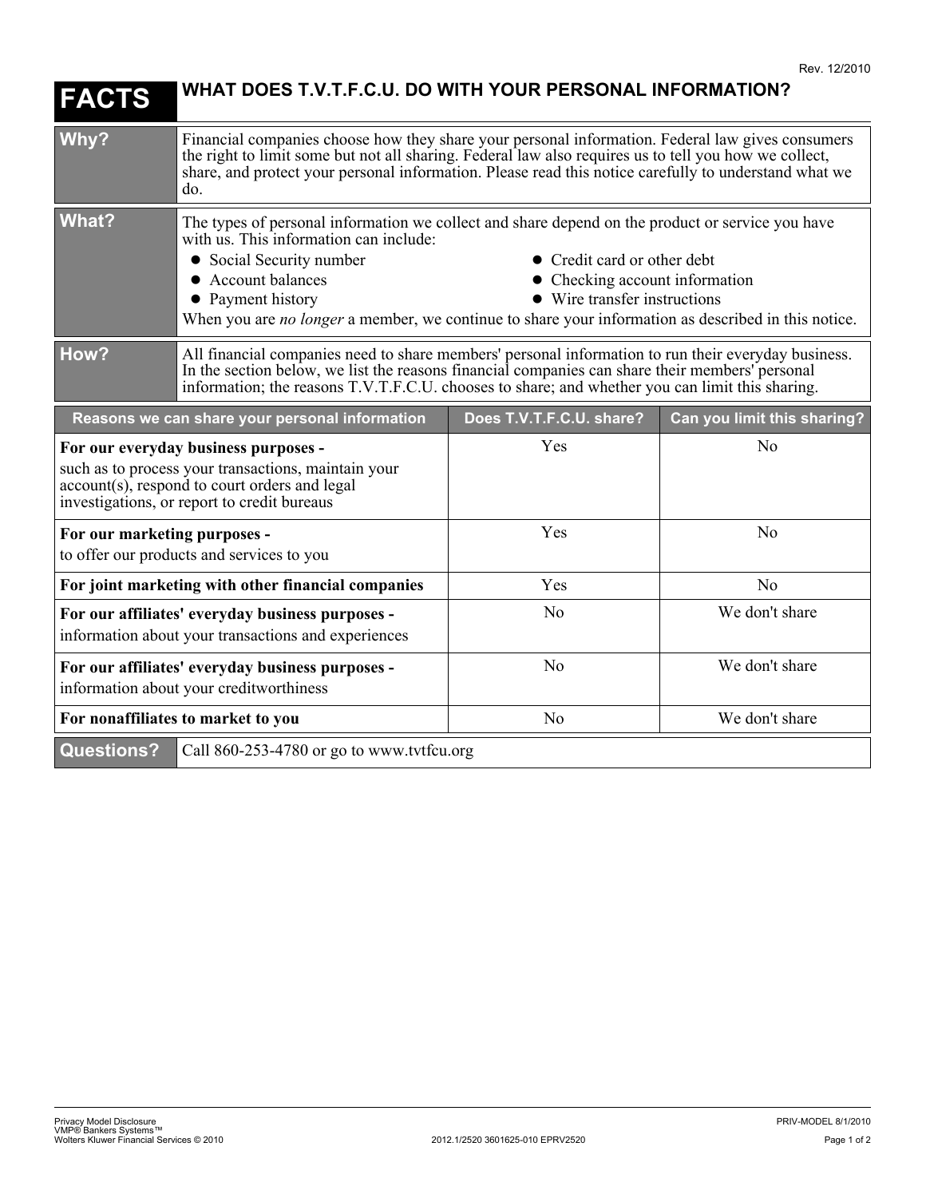Rev. 12/2010

# FACTS — WHAT DOES T.V.T.F.C.U. DO WITH YOUR PERSONAL INFORMATION?

| | |
|---|---|
| **Why?** | Financial companies choose how they share your personal information. Federal law gives consumers the right to limit some but not all sharing. Federal law also requires us to tell you how we collect, share, and protect your personal information. Please read this notice carefully to understand what we do. |
| **What?** | The types of personal information we collect and share depend on the product or service you have with us. This information can include:<br>• Social Security number<br>• Account balances<br>• Payment history<br>• Credit card or other debt<br>• Checking account information<br>• Wire transfer instructions<br>When you are *no longer* a member, we continue to share your information as described in this notice. |
| **How?** | All financial companies need to share members' personal information to run their everyday business. In the section below, we list the reasons financial companies can share their members' personal information; the reasons T.V.T.F.C.U. chooses to share; and whether you can limit this sharing. |

| Reasons we can share your personal information | Does T.V.T.F.C.U. share? | Can you limit this sharing? |
|---|---|---|
| **For our everyday business purposes -** such as to process your transactions, maintain your account(s), respond to court orders and legal investigations, or report to credit bureaus | Yes | No |
| **For our marketing purposes -** to offer our products and services to you | Yes | No |
| **For joint marketing with other financial companies** | Yes | No |
| **For our affiliates' everyday business purposes -** information about your transactions and experiences | No | We don't share |
| **For our affiliates' everyday business purposes -** information about your creditworthiness | No | We don't share |
| **For nonaffiliates to market to you** | No | We don't share |

| | |
|---|---|
| **Questions?** | Call 860-253-4780 or go to www.tvtfcu.org |

Privacy Model Disclosure
VMP® Bankers Systems™
Wolters Kluwer Financial Services © 2010

2012.1/2520 3601625-010 EPRV2520

PRIV-MODEL 8/1/2010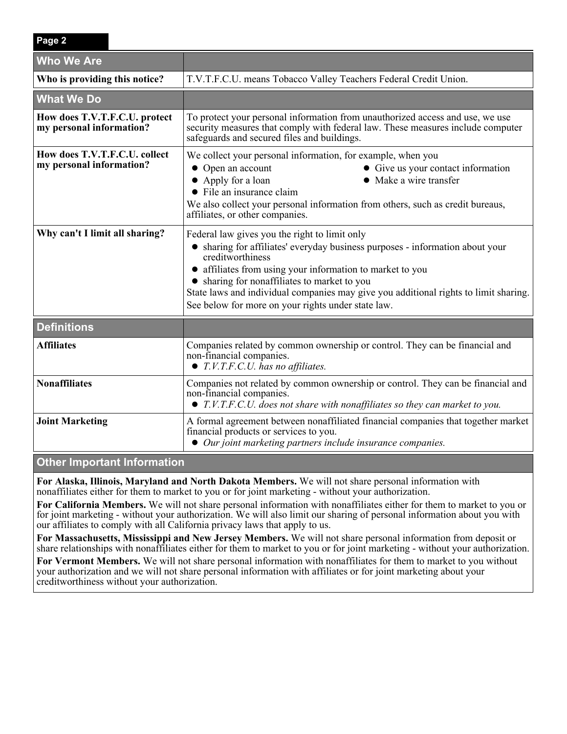| Who We Are | |
|---|---|
| **Who is providing this notice?** | T.V.T.F.C.U. means Tobacco Valley Teachers Federal Credit Union. |

| What We Do | |
|---|---|
| **How does T.V.T.F.C.U. protect my personal information?** | To protect your personal information from unauthorized access and use, we use security measures that comply with federal law. These measures include computer safeguards and secured files and buildings. |
| **How does T.V.T.F.C.U. collect my personal information?** | We collect your personal information, for example, when you<br>• Open an account<br>• Give us your contact information<br>• Apply for a loan<br>• Make a wire transfer<br>• File an insurance claim<br>We also collect your personal information from others, such as credit bureaus, affiliates, or other companies. |
| **Why can't I limit all sharing?** | Federal law gives you the right to limit only<br>• sharing for affiliates' everyday business purposes - information about your creditworthiness<br>• affiliates from using your information to market to you<br>• sharing for nonaffiliates to market to you<br>State laws and individual companies may give you additional rights to limit sharing. See below for more on your rights under state law. |

| Definitions | |
|---|---|
| **Affiliates** | Companies related by common ownership or control. They can be financial and non-financial companies.<br>• *T.V.T.F.C.U. has no affiliates.* |
| **Nonaffiliates** | Companies not related by common ownership or control. They can be financial and non-financial companies.<br>• *T.V.T.F.C.U. does not share with nonaffiliates so they can market to you.* |
| **Joint Marketing** | A formal agreement between nonaffiliated financial companies that together market financial products or services to you.<br>• *Our joint marketing partners include insurance companies.* |

## Other Important Information

**For Alaska, Illinois, Maryland and North Dakota Members.** We will not share personal information with nonaffiliates either for them to market to you or for joint marketing - without your authorization.

**For California Members.** We will not share personal information with nonaffiliates either for them to market to you or for joint marketing - without your authorization. We will also limit our sharing of personal information about you with our affiliates to comply with all California privacy laws that apply to us.

**For Massachusetts, Mississippi and New Jersey Members.** We will not share personal information from deposit or share relationships with nonaffiliates either for them to market to you or for joint marketing - without your authorization.

**For Vermont Members.** We will not share personal information with nonaffiliates for them to market to you without your authorization and we will not share personal information with affiliates or for joint marketing about your creditworthiness without your authorization.